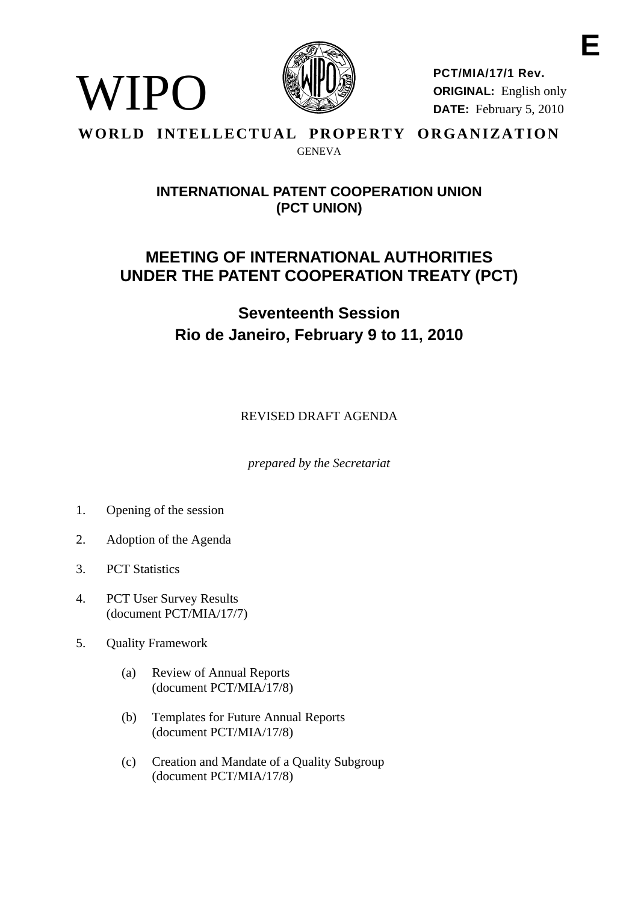E

WIPO

**PCT/MIA/17/1 Rev.**
**ORIGINAL:** English only
**DATE:** February 5, 2010

**WORLD INTELLECTUAL PROPERTY ORGANIZATION**

GENEVA

## INTERNATIONAL PATENT COOPERATION UNION (PCT UNION)

# MEETING OF INTERNATIONAL AUTHORITIES UNDER THE PATENT COOPERATION TREATY (PCT)

## Seventeenth Session
## Rio de Janeiro, February 9 to 11, 2010

REVISED DRAFT AGENDA

*prepared by the Secretariat*

1. Opening of the session

2. Adoption of the Agenda

3. PCT Statistics

4. PCT User Survey Results
(document PCT/MIA/17/7)

5. Quality Framework

   (a) Review of Annual Reports
   (document PCT/MIA/17/8)

   (b) Templates for Future Annual Reports
   (document PCT/MIA/17/8)

   (c) Creation and Mandate of a Quality Subgroup
   (document PCT/MIA/17/8)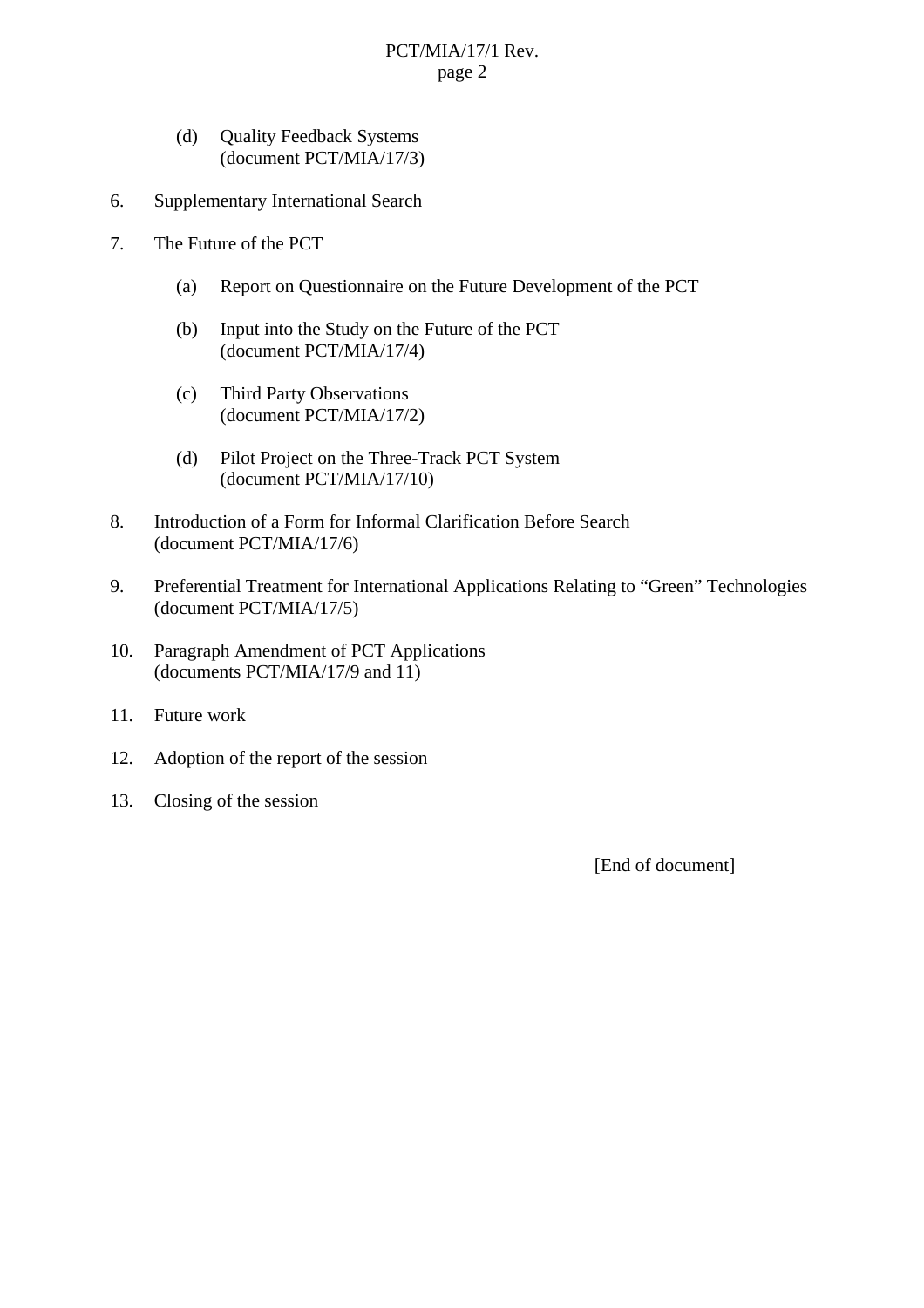(d) Quality Feedback Systems
(document PCT/MIA/17/3)

6. Supplementary International Search

7. The Future of the PCT

    (a) Report on Questionnaire on the Future Development of the PCT

    (b) Input into the Study on the Future of the PCT
    (document PCT/MIA/17/4)

    (c) Third Party Observations
    (document PCT/MIA/17/2)

    (d) Pilot Project on the Three-Track PCT System
    (document PCT/MIA/17/10)

8. Introduction of a Form for Informal Clarification Before Search
(document PCT/MIA/17/6)

9. Preferential Treatment for International Applications Relating to “Green” Technologies
(document PCT/MIA/17/5)

10. Paragraph Amendment of PCT Applications
(documents PCT/MIA/17/9 and 11)

11. Future work

12. Adoption of the report of the session

13. Closing of the session

[End of document]